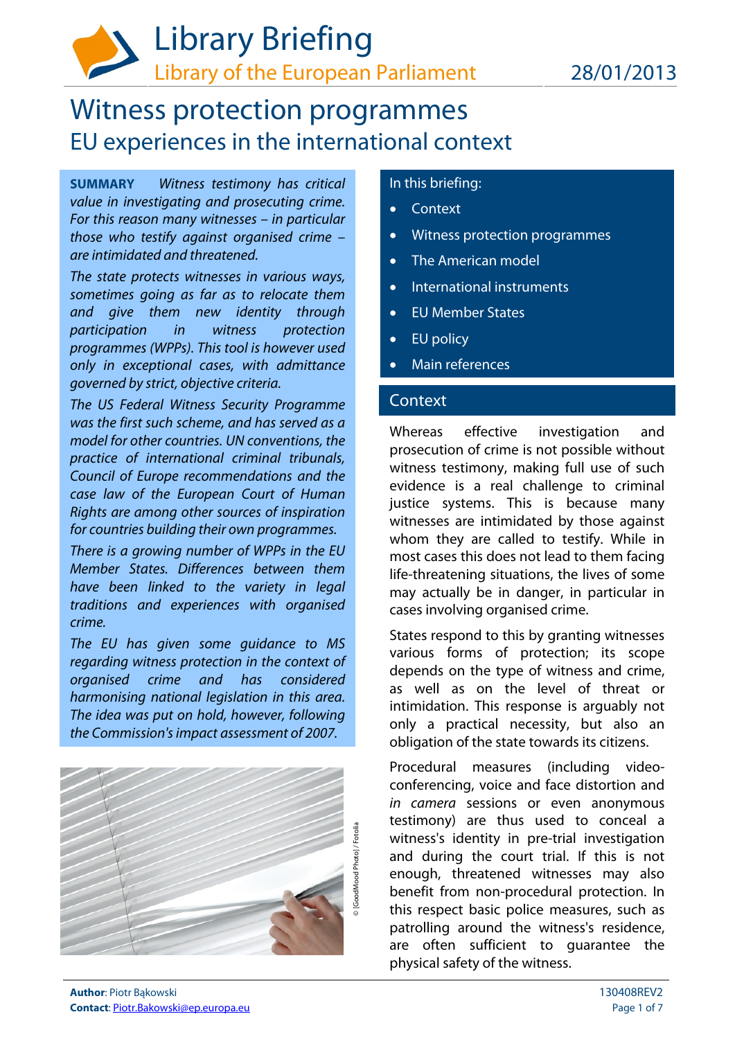# Library Briefing

Library of the European Parliament

28/01/2013

# Witness protection programmes

## EU experiences in the international context

**SUMMARY** *Witness testimony has critical value in investigating and prosecuting crime. For this reason many witnesses – in particular those who testify against organised crime – are intimidated and threatened.*

*The state protects witnesses in various ways, sometimes going as far as to relocate them and give them new identity through participation in witness protection programmes (WPPs). This tool is however used only in exceptional cases, with admittance governed by strict, objective criteria.*

*The US Federal Witness Security Programme was the first such scheme, and has served as a model for other countries. UN conventions, the practice of international criminal tribunals, Council of Europe recommendations and the case law of the European Court of Human Rights are among other sources of inspiration for countries building their own programmes.*

*There is a growing number of WPPs in the EU Member States. Differences between them have been linked to the variety in legal traditions and experiences with organised crime.*

*The EU has given some guidance to MS regarding witness protection in the context of organised crime and has considered harmonising national legislation in this area. The idea was put on hold, however, following the Commission's impact assessment of 2007.*

© [GoodMood Photo] / Fotolia

In this briefing:

- Context
- Witness protection programmes
- The American model
- International instruments
- EU Member States
- EU policy
- Main references

## Context

Whereas effective investigation and prosecution of crime is not possible without witness testimony, making full use of such evidence is a real challenge to criminal justice systems. This is because many witnesses are intimidated by those against whom they are called to testify. While in most cases this does not lead to them facing life-threatening situations, the lives of some may actually be in danger, in particular in cases involving organised crime.

States respond to this by granting witnesses various forms of protection; its scope depends on the type of witness and crime, as well as on the level of threat or intimidation. This response is arguably not only a practical necessity, but also an obligation of the state towards its citizens.

Procedural measures (including video-conferencing, voice and face distortion and *in camera* sessions or even anonymous testimony) are thus used to conceal a witness's identity in pre-trial investigation and during the court trial. If this is not enough, threatened witnesses may also benefit from non-procedural protection. In this respect basic police measures, such as patrolling around the witness's residence, are often sufficient to guarantee the physical safety of the witness.

**Author**: Piotr Bąkowski
**Contact**: Piotr.Bakowski@ep.europa.eu

130408REV2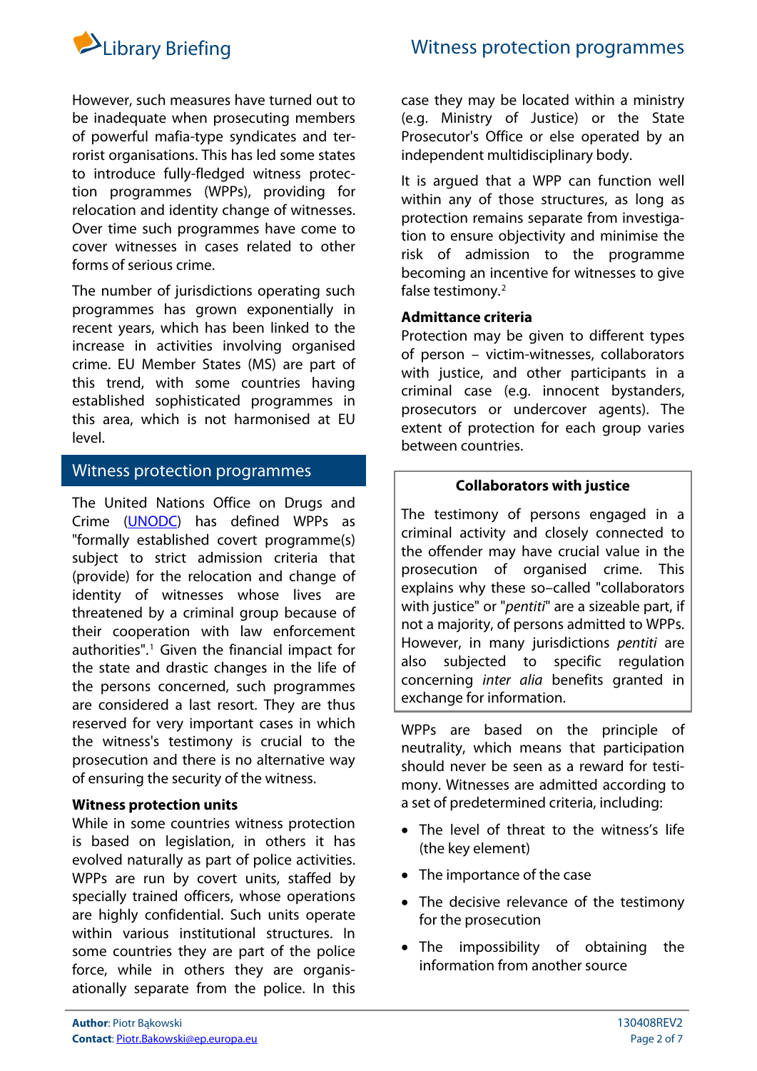However, such measures have turned out to be inadequate when prosecuting members of powerful mafia-type syndicates and terrorist organisations. This has led some states to introduce fully-fledged witness protection programmes (WPPs), providing for relocation and identity change of witnesses. Over time such programmes have come to cover witnesses in cases related to other forms of serious crime.

The number of jurisdictions operating such programmes has grown exponentially in recent years, which has been linked to the increase in activities involving organised crime. EU Member States (MS) are part of this trend, with some countries having established sophisticated programmes in this area, which is not harmonised at EU level.

## Witness protection programmes

The United Nations Office on Drugs and Crime (UNODC) has defined WPPs as "formally established covert programme(s) subject to strict admission criteria that (provide) for the relocation and change of identity of witnesses whose lives are threatened by a criminal group because of their cooperation with law enforcement authorities".[1] Given the financial impact for the state and drastic changes in the life of the persons concerned, such programmes are considered a last resort. They are thus reserved for very important cases in which the witness's testimony is crucial to the prosecution and there is no alternative way of ensuring the security of the witness.

### Witness protection units

While in some countries witness protection is based on legislation, in others it has evolved naturally as part of police activities. WPPs are run by covert units, staffed by specially trained officers, whose operations are highly confidential. Such units operate within various institutional structures. In some countries they are part of the police force, while in others they are organisationally separate from the police. In this case they may be located within a ministry (e.g. Ministry of Justice) or the State Prosecutor's Office or else operated by an independent multidisciplinary body.

It is argued that a WPP can function well within any of those structures, as long as protection remains separate from investigation to ensure objectivity and minimise the risk of admission to the programme becoming an incentive for witnesses to give false testimony.[2]

### Admittance criteria

Protection may be given to different types of person – victim-witnesses, collaborators with justice, and other participants in a criminal case (e.g. innocent bystanders, prosecutors or undercover agents). The extent of protection for each group varies between countries.

> **Collaborators with justice**
>
> The testimony of persons engaged in a criminal activity and closely connected to the offender may have crucial value in the prosecution of organised crime. This explains why these so–called "collaborators with justice" or "*pentiti*" are a sizeable part, if not a majority, of persons admitted to WPPs. However, in many jurisdictions *pentiti* are also subjected to specific regulation concerning *inter alia* benefits granted in exchange for information.

WPPs are based on the principle of neutrality, which means that participation should never be seen as a reward for testimony. Witnesses are admitted according to a set of predetermined criteria, including:

- The level of threat to the witness's life (the key element)
- The importance of the case
- The decisive relevance of the testimony for the prosecution
- The impossibility of obtaining the information from another source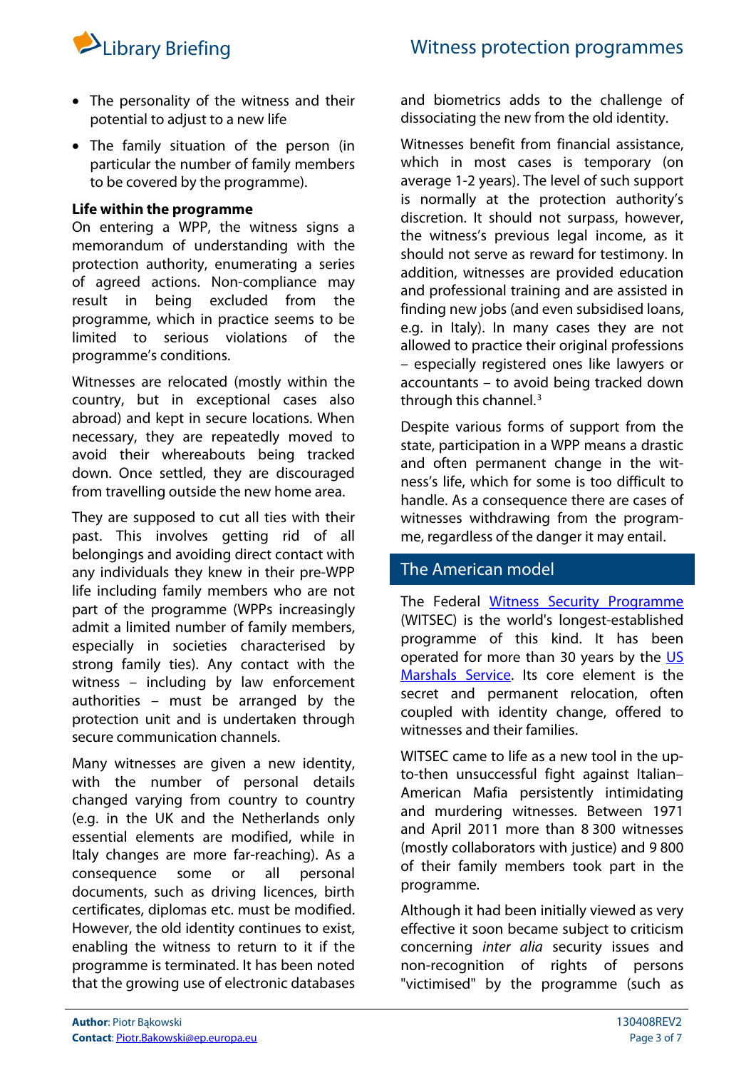- The personality of the witness and their potential to adjust to a new life
- The family situation of the person (in particular the number of family members to be covered by the programme).

**Life within the programme**

On entering a WPP, the witness signs a memorandum of understanding with the protection authority, enumerating a series of agreed actions. Non-compliance may result in being excluded from the programme, which in practice seems to be limited to serious violations of the programme's conditions.

Witnesses are relocated (mostly within the country, but in exceptional cases also abroad) and kept in secure locations. When necessary, they are repeatedly moved to avoid their whereabouts being tracked down. Once settled, they are discouraged from travelling outside the new home area.

They are supposed to cut all ties with their past. This involves getting rid of all belongings and avoiding direct contact with any individuals they knew in their pre-WPP life including family members who are not part of the programme (WPPs increasingly admit a limited number of family members, especially in societies characterised by strong family ties). Any contact with the witness – including by law enforcement authorities – must be arranged by the protection unit and is undertaken through secure communication channels.

Many witnesses are given a new identity, with the number of personal details changed varying from country to country (e.g. in the UK and the Netherlands only essential elements are modified, while in Italy changes are more far-reaching). As a consequence some or all personal documents, such as driving licences, birth certificates, diplomas etc. must be modified. However, the old identity continues to exist, enabling the witness to return to it if the programme is terminated. It has been noted that the growing use of electronic databases and biometrics adds to the challenge of dissociating the new from the old identity.

Witnesses benefit from financial assistance, which in most cases is temporary (on average 1-2 years). The level of such support is normally at the protection authority's discretion. It should not surpass, however, the witness's previous legal income, as it should not serve as reward for testimony. In addition, witnesses are provided education and professional training and are assisted in finding new jobs (and even subsidised loans, e.g. in Italy). In many cases they are not allowed to practice their original professions – especially registered ones like lawyers or accountants – to avoid being tracked down through this channel.[3]

Despite various forms of support from the state, participation in a WPP means a drastic and often permanent change in the witness's life, which for some is too difficult to handle. As a consequence there are cases of witnesses withdrawing from the programme, regardless of the danger it may entail.

## The American model

The Federal Witness Security Programme (WITSEC) is the world's longest-established programme of this kind. It has been operated for more than 30 years by the US Marshals Service. Its core element is the secret and permanent relocation, often coupled with identity change, offered to witnesses and their families.

WITSEC came to life as a new tool in the up-to-then unsuccessful fight against Italian–American Mafia persistently intimidating and murdering witnesses. Between 1971 and April 2011 more than 8 300 witnesses (mostly collaborators with justice) and 9 800 of their family members took part in the programme.

Although it had been initially viewed as very effective it soon became subject to criticism concerning *inter alia* security issues and non-recognition of rights of persons "victimised" by the programme (such as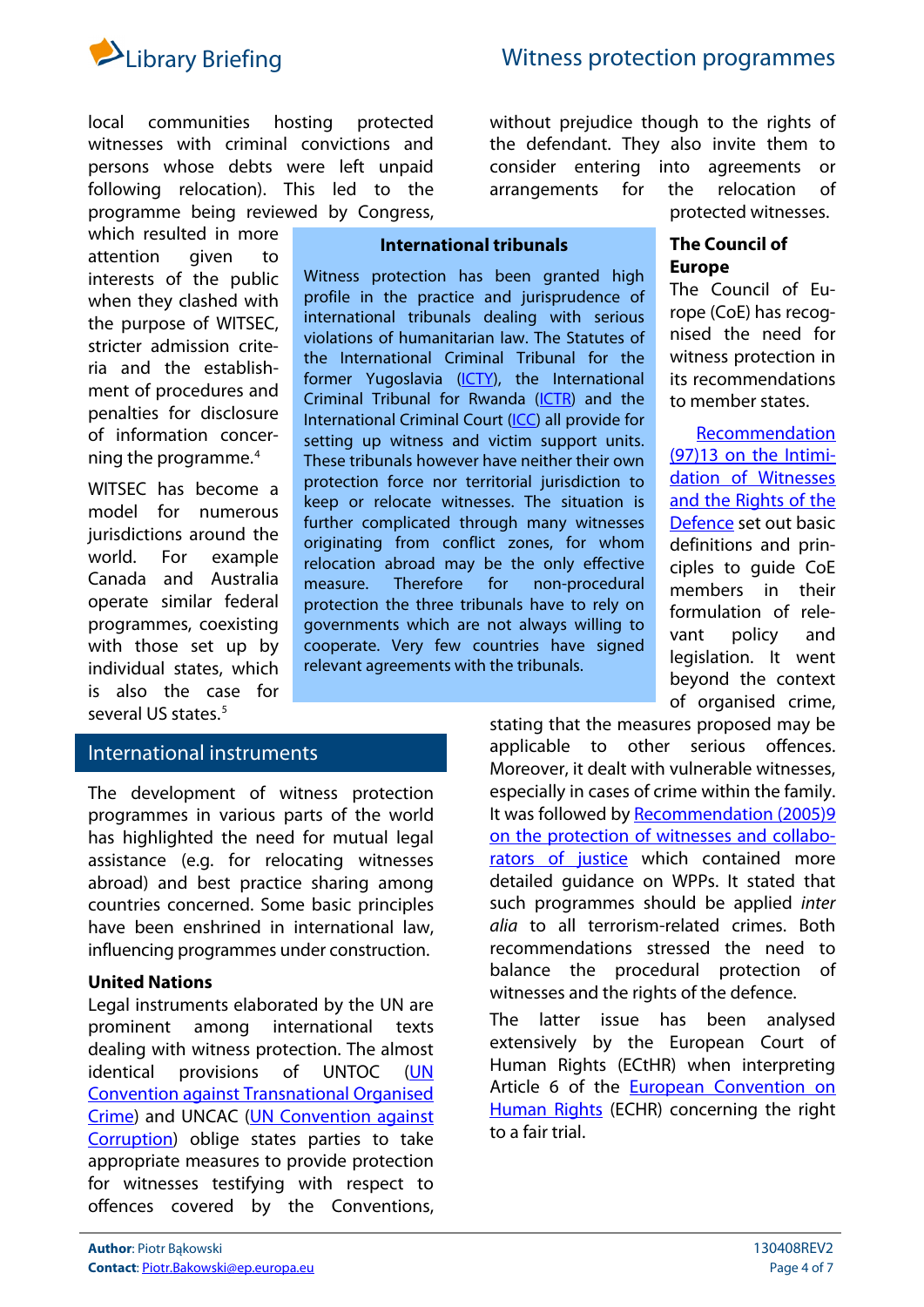local communities hosting protected witnesses with criminal convictions and persons whose debts were left unpaid following relocation). This led to the programme being reviewed by Congress, which resulted in more attention given to interests of the public when they clashed with the purpose of WITSEC, stricter admission criteria and the establishment of procedures and penalties for disclosure of information concerning the programme.[4]

WITSEC has become a model for numerous jurisdictions around the world. For example Canada and Australia operate similar federal programmes, coexisting with those set up by individual states, which is also the case for several US states.[5]

> **International tribunals**
>
> Witness protection has been granted high profile in the practice and jurisprudence of international tribunals dealing with serious violations of humanitarian law. The Statutes of the International Criminal Tribunal for the former Yugoslavia (ICTY), the International Criminal Tribunal for Rwanda (ICTR) and the International Criminal Court (ICC) all provide for setting up witness and victim support units. These tribunals however have neither their own protection force nor territorial jurisdiction to keep or relocate witnesses. The situation is further complicated through many witnesses originating from conflict zones, for whom relocation abroad may be the only effective measure. Therefore for non-procedural protection the three tribunals have to rely on governments which are not always willing to cooperate. Very few countries have signed relevant agreements with the tribunals.

## International instruments

The development of witness protection programmes in various parts of the world has highlighted the need for mutual legal assistance (e.g. for relocating witnesses abroad) and best practice sharing among countries concerned. Some basic principles have been enshrined in international law, influencing programmes under construction.

### United Nations

Legal instruments elaborated by the UN are prominent among international texts dealing with witness protection. The almost identical provisions of UNTOC (UN Convention against Transnational Organised Crime) and UNCAC (UN Convention against Corruption) oblige states parties to take appropriate measures to provide protection for witnesses testifying with respect to offences covered by the Conventions, without prejudice though to the rights of the defendant. They also invite them to consider entering into agreements or arrangements for the relocation of protected witnesses.

### The Council of Europe

The Council of Europe (CoE) has recognised the need for witness protection in its recommendations to member states.

Recommendation (97)13 on the Intimidation of Witnesses and the Rights of the Defence set out basic definitions and principles to guide CoE members in their formulation of relevant policy and legislation. It went beyond the context of organised crime, stating that the measures proposed may be applicable to other serious offences. Moreover, it dealt with vulnerable witnesses, especially in cases of crime within the family. It was followed by Recommendation (2005)9 on the protection of witnesses and collaborators of justice which contained more detailed guidance on WPPs. It stated that such programmes should be applied *inter alia* to all terrorism-related crimes. Both recommendations stressed the need to balance the procedural protection of witnesses and the rights of the defence.

The latter issue has been analysed extensively by the European Court of Human Rights (ECtHR) when interpreting Article 6 of the European Convention on Human Rights (ECHR) concerning the right to a fair trial.

**Author**: Piotr Bąkowski
**Contact**: Piotr.Bakowski@ep.europa.eu

130408REV2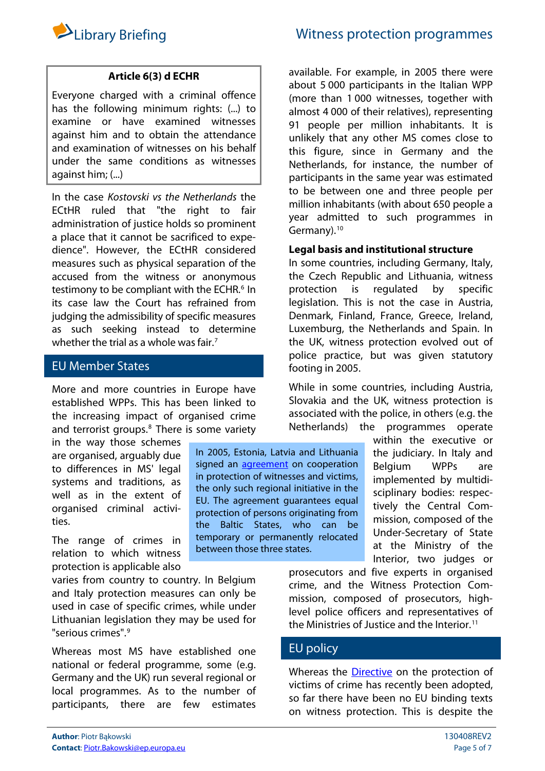**Article 6(3) d ECHR**

Everyone charged with a criminal offence has the following minimum rights: (...) to examine or have examined witnesses against him and to obtain the attendance and examination of witnesses on his behalf under the same conditions as witnesses against him; (...)

In the case *Kostovski vs the Netherlands* the ECtHR ruled that "the right to fair administration of justice holds so prominent a place that it cannot be sacrificed to expedience". However, the ECtHR considered measures such as physical separation of the accused from the witness or anonymous testimony to be compliant with the ECHR.[6] In its case law the Court has refrained from judging the admissibility of specific measures as such seeking instead to determine whether the trial as a whole was fair.[7]

## EU Member States

More and more countries in Europe have established WPPs. This has been linked to the increasing impact of organised crime and terrorist groups.[8] There is some variety in the way those schemes are organised, arguably due to differences in MS' legal systems and traditions, as well as in the extent of organised criminal activities.

In 2005, Estonia, Latvia and Lithuania signed an [agreement](#) on cooperation in protection of witnesses and victims, the only such regional initiative in the EU. The agreement guarantees equal protection of persons originating from the Baltic States, who can be temporary or permanently relocated between those three states.

The range of crimes in relation to which witness protection is applicable also varies from country to country. In Belgium and Italy protection measures can only be used in case of specific crimes, while under Lithuanian legislation they may be used for "serious crimes".[9]

Whereas most MS have established one national or federal programme, some (e.g. Germany and the UK) run several regional or local programmes. As to the number of participants, there are few estimates available. For example, in 2005 there were about 5 000 participants in the Italian WPP (more than 1 000 witnesses, together with almost 4 000 of their relatives), representing 91 people per million inhabitants. It is unlikely that any other MS comes close to this figure, since in Germany and the Netherlands, for instance, the number of participants in the same year was estimated to be between one and three people per million inhabitants (with about 650 people a year admitted to such programmes in Germany).[10]

**Legal basis and institutional structure**

In some countries, including Germany, Italy, the Czech Republic and Lithuania, witness protection is regulated by specific legislation. This is not the case in Austria, Denmark, Finland, France, Greece, Ireland, Luxemburg, the Netherlands and Spain. In the UK, witness protection evolved out of police practice, but was given statutory footing in 2005.

While in some countries, including Austria, Slovakia and the UK, witness protection is associated with the police, in others (e.g. the Netherlands) the programmes operate within the executive or the judiciary. In Italy and Belgium WPPs are implemented by multidisciplinary bodies: respectively the Central Commission, composed of the Under-Secretary of State at the Ministry of the Interior, two judges or prosecutors and five experts in organised crime, and the Witness Protection Commission, composed of prosecutors, high-level police officers and representatives of the Ministries of Justice and the Interior.[11]

## EU policy

Whereas the [Directive](#) on the protection of victims of crime has recently been adopted, so far there have been no EU binding texts on witness protection. This is despite the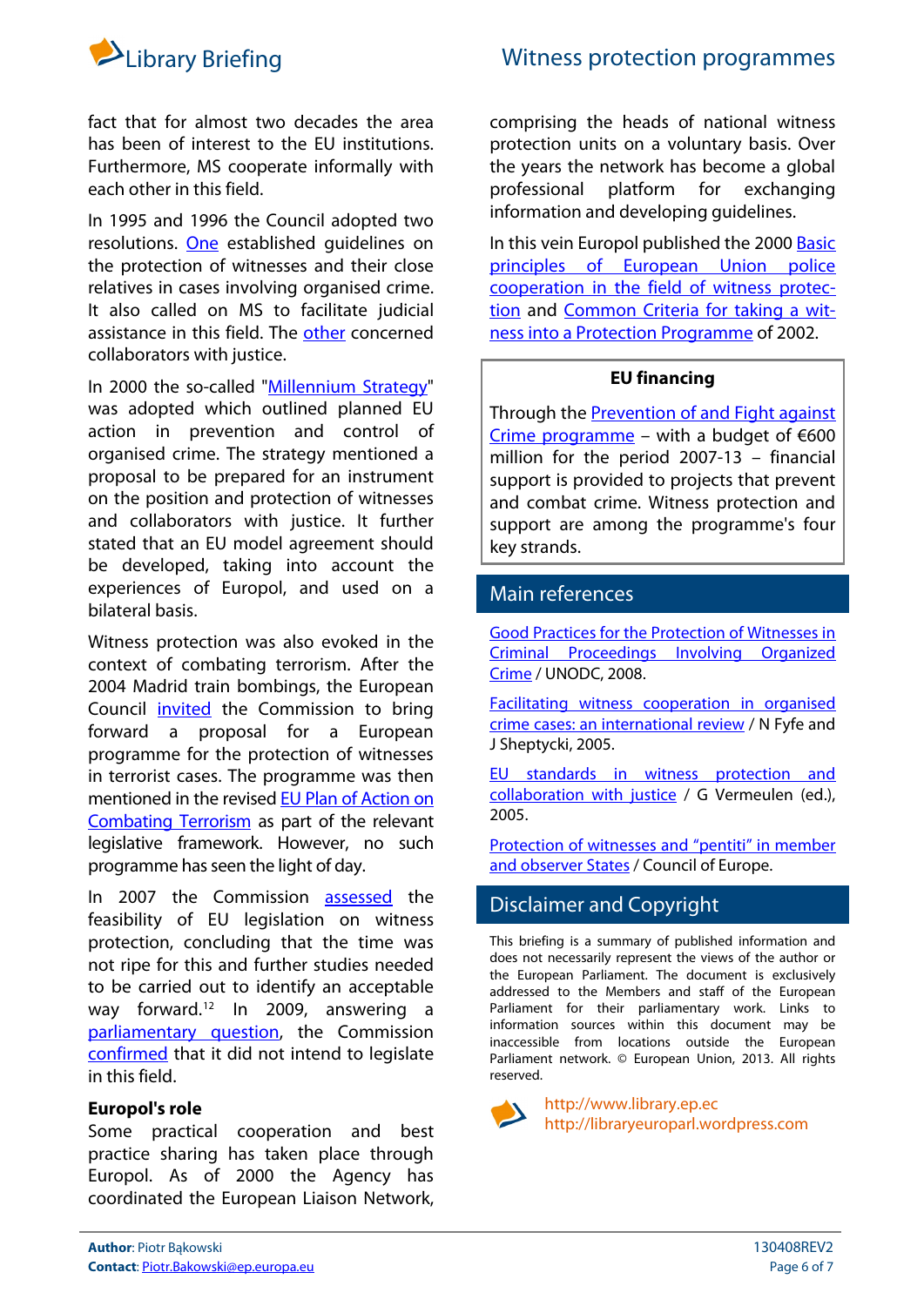fact that for almost two decades the area has been of interest to the EU institutions. Furthermore, MS cooperate informally with each other in this field.

In 1995 and 1996 the Council adopted two resolutions. One established guidelines on the protection of witnesses and their close relatives in cases involving organised crime. It also called on MS to facilitate judicial assistance in this field. The other concerned collaborators with justice.

In 2000 the so-called "Millennium Strategy" was adopted which outlined planned EU action in prevention and control of organised crime. The strategy mentioned a proposal to be prepared for an instrument on the position and protection of witnesses and collaborators with justice. It further stated that an EU model agreement should be developed, taking into account the experiences of Europol, and used on a bilateral basis.

Witness protection was also evoked in the context of combating terrorism. After the 2004 Madrid train bombings, the European Council invited the Commission to bring forward a proposal for a European programme for the protection of witnesses in terrorist cases. The programme was then mentioned in the revised EU Plan of Action on Combating Terrorism as part of the relevant legislative framework. However, no such programme has seen the light of day.

In 2007 the Commission assessed the feasibility of EU legislation on witness protection, concluding that the time was not ripe for this and further studies needed to be carried out to identify an acceptable way forward.[12] In 2009, answering a parliamentary question, the Commission confirmed that it did not intend to legislate in this field.

### Europol's role

Some practical cooperation and best practice sharing has taken place through Europol. As of 2000 the Agency has coordinated the European Liaison Network, comprising the heads of national witness protection units on a voluntary basis. Over the years the network has become a global professional platform for exchanging information and developing guidelines.

In this vein Europol published the 2000 Basic principles of European Union police cooperation in the field of witness protection and Common Criteria for taking a witness into a Protection Programme of 2002.

> **EU financing**
>
> Through the Prevention of and Fight against Crime programme – with a budget of €600 million for the period 2007-13 – financial support is provided to projects that prevent and combat crime. Witness protection and support are among the programme's four key strands.

## Main references

Good Practices for the Protection of Witnesses in Criminal Proceedings Involving Organized Crime / UNODC, 2008.

Facilitating witness cooperation in organised crime cases: an international review / N Fyfe and J Sheptycki, 2005.

EU standards in witness protection and collaboration with justice / G Vermeulen (ed.), 2005.

Protection of witnesses and "pentiti" in member and observer States / Council of Europe.

## Disclaimer and Copyright

This briefing is a summary of published information and does not necessarily represent the views of the author or the European Parliament. The document is exclusively addressed to the Members and staff of the European Parliament for their parliamentary work. Links to information sources within this document may be inaccessible from locations outside the European Parliament network. © European Union, 2013. All rights reserved.

http://www.library.ep.ec
http://libraryeuroparl.wordpress.com

**Author**: Piotr Bąkowski
**Contact**: Piotr.Bakowski@ep.europa.eu

130408REV2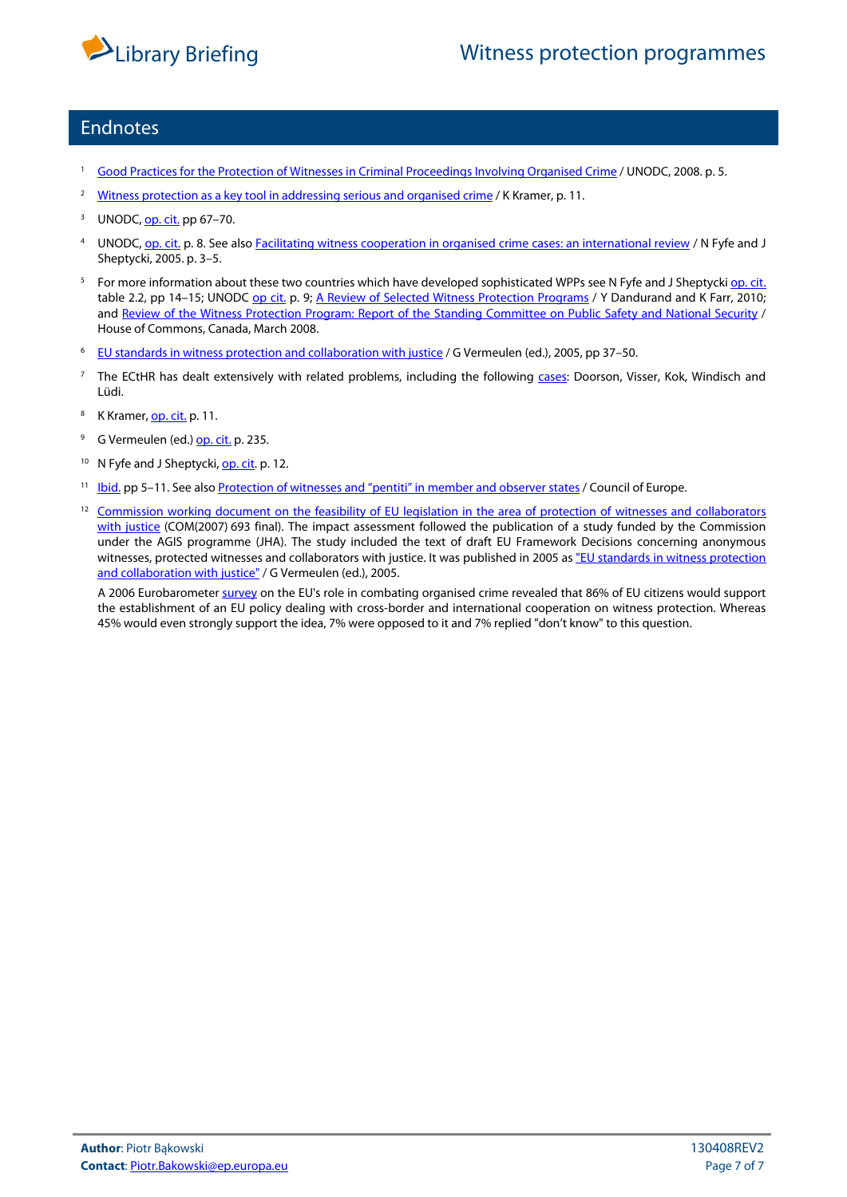## Endnotes

1. Good Practices for the Protection of Witnesses in Criminal Proceedings Involving Organised Crime / UNODC, 2008. p. 5.

2. Witness protection as a key tool in addressing serious and organised crime / K Kramer, p. 11.

3. UNODC, op. cit. pp 67–70.

4. UNODC, op. cit. p. 8. See also Facilitating witness cooperation in organised crime cases: an international review / N Fyfe and J Sheptycki, 2005. p. 3–5.

5. For more information about these two countries which have developed sophisticated WPPs see N Fyfe and J Sheptycki op. cit. table 2.2, pp 14–15; UNODC op cit. p. 9; A Review of Selected Witness Protection Programs / Y Dandurand and K Farr, 2010; and Review of the Witness Protection Program: Report of the Standing Committee on Public Safety and National Security / House of Commons, Canada, March 2008.

6. EU standards in witness protection and collaboration with justice / G Vermeulen (ed.), 2005, pp 37–50.

7. The ECtHR has dealt extensively with related problems, including the following cases: Doorson, Visser, Kok, Windisch and Lüdi.

8. K Kramer, op. cit. p. 11.

9. G Vermeulen (ed.) op. cit. p. 235.

10. N Fyfe and J Sheptycki, op. cit. p. 12.

11. Ibid. pp 5–11. See also Protection of witnesses and "pentiti" in member and observer states / Council of Europe.

12. Commission working document on the feasibility of EU legislation in the area of protection of witnesses and collaborators with justice (COM(2007) 693 final). The impact assessment followed the publication of a study funded by the Commission under the AGIS programme (JHA). The study included the text of draft EU Framework Decisions concerning anonymous witnesses, protected witnesses and collaborators with justice. It was published in 2005 as "EU standards in witness protection and collaboration with justice" / G Vermeulen (ed.), 2005.

    A 2006 Eurobarometer survey on the EU's role in combating organised crime revealed that 86% of EU citizens would support the establishment of an EU policy dealing with cross-border and international cooperation on witness protection. Whereas 45% would even strongly support the idea, 7% were opposed to it and 7% replied "don't know" to this question.

**Author**: Piotr Bąkowski
**Contact**: Piotr.Bakowski@ep.europa.eu

130408REV2